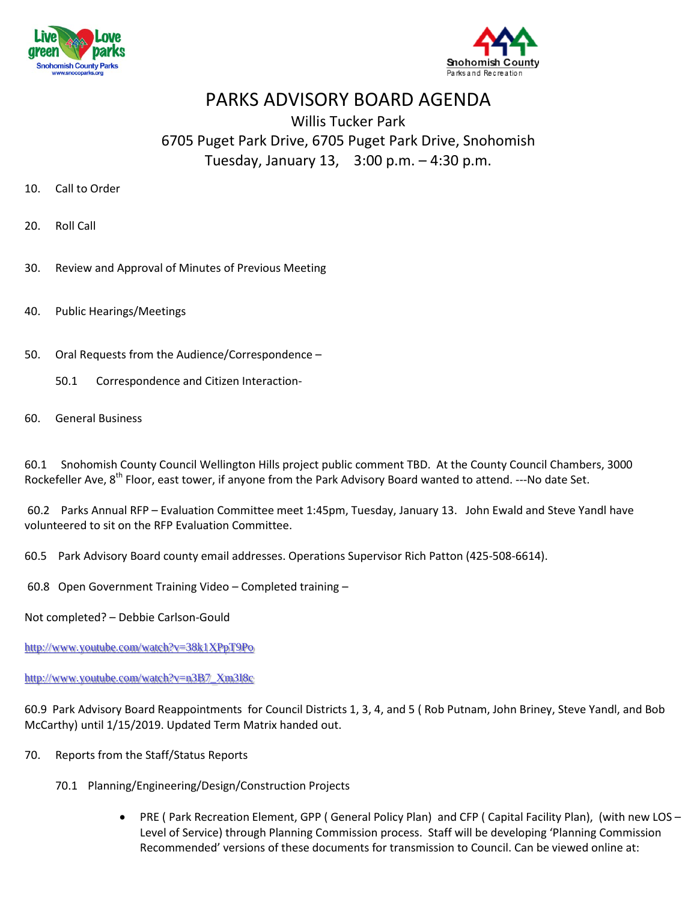# PARKS ADVISORY BOARD AGENDA

Willis Tucker Park
6705 Puget Park Drive, 6705 Puget Park Drive, Snohomish
Tuesday, January 13, 3:00 p.m. – 4:30 p.m.

10. Call to Order

20. Roll Call

30. Review and Approval of Minutes of Previous Meeting

40. Public Hearings/Meetings

50. Oral Requests from the Audience/Correspondence –

    50.1 Correspondence and Citizen Interaction-

60. General Business

60.1 Snohomish County Council Wellington Hills project public comment TBD. At the County Council Chambers, 3000 Rockefeller Ave, 8th Floor, east tower, if anyone from the Park Advisory Board wanted to attend. ---No date Set.

60.2 Parks Annual RFP – Evaluation Committee meet 1:45pm, Tuesday, January 13. John Ewald and Steve Yandl have volunteered to sit on the RFP Evaluation Committee.

60.5 Park Advisory Board county email addresses. Operations Supervisor Rich Patton (425-508-6614).

60.8 Open Government Training Video – Completed training –

Not completed? – Debbie Carlson-Gould

http://www.youtube.com/watch?v=38k1XPpT9Po

http://www.youtube.com/watch?v=n3B7_Xm3l8c

60.9 Park Advisory Board Reappointments for Council Districts 1, 3, 4, and 5 ( Rob Putnam, John Briney, Steve Yandl, and Bob McCarthy) until 1/15/2019. Updated Term Matrix handed out.

70. Reports from the Staff/Status Reports

    70.1 Planning/Engineering/Design/Construction Projects

    - PRE ( Park Recreation Element, GPP ( General Policy Plan) and CFP ( Capital Facility Plan), (with new LOS – Level of Service) through Planning Commission process. Staff will be developing 'Planning Commission Recommended' versions of these documents for transmission to Council. Can be viewed online at: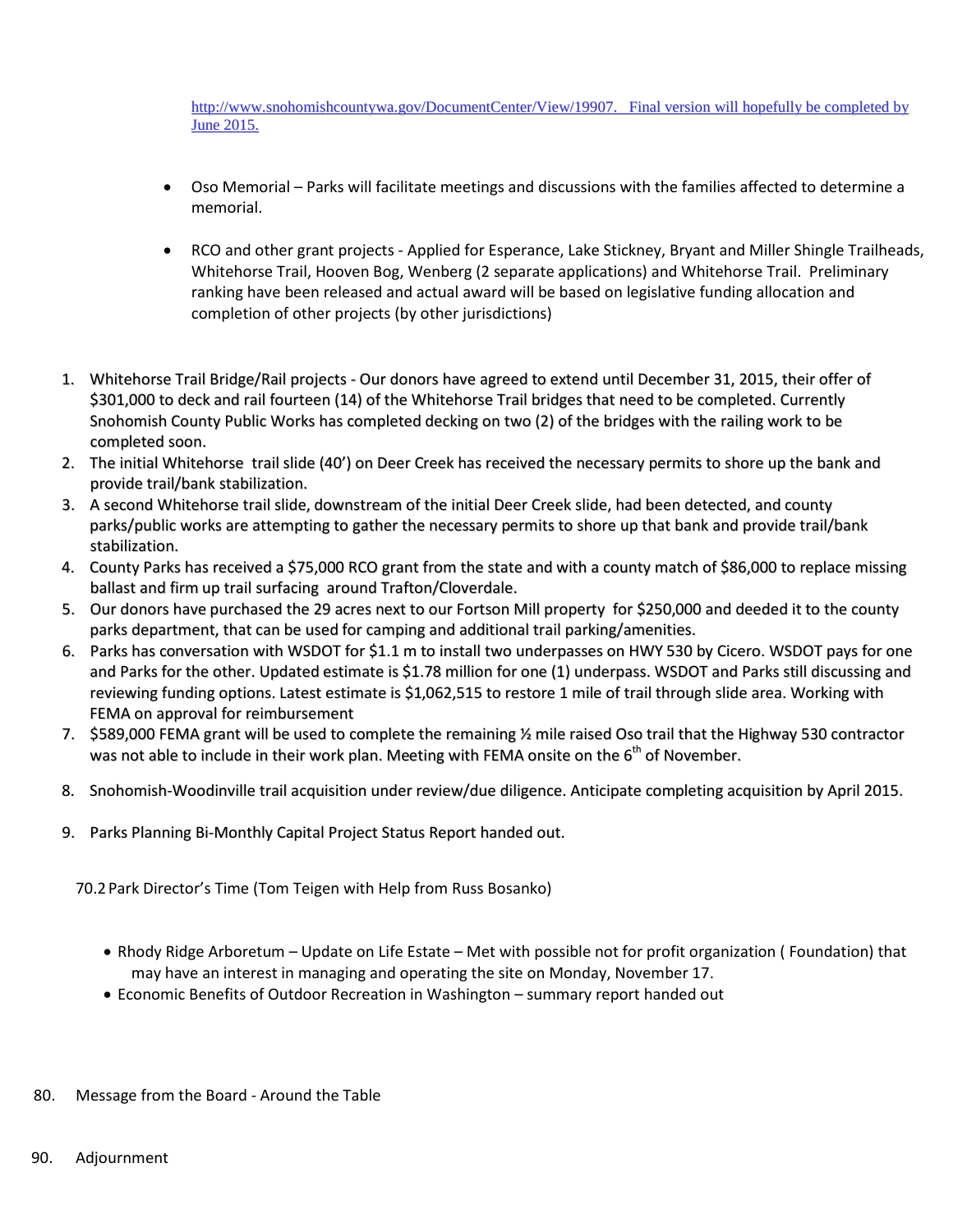http://www.snohomishcountywa.gov/DocumentCenter/View/19907. Final version will hopefully be completed by June 2015.

- Oso Memorial – Parks will facilitate meetings and discussions with the families affected to determine a memorial.

- RCO and other grant projects - Applied for Esperance, Lake Stickney, Bryant and Miller Shingle Trailheads, Whitehorse Trail, Hooven Bog, Wenberg (2 separate applications) and Whitehorse Trail. Preliminary ranking have been released and actual award will be based on legislative funding allocation and completion of other projects (by other jurisdictions)

1. Whitehorse Trail Bridge/Rail projects - Our donors have agreed to extend until December 31, 2015, their offer of $301,000 to deck and rail fourteen (14) of the Whitehorse Trail bridges that need to be completed. Currently Snohomish County Public Works has completed decking on two (2) of the bridges with the railing work to be completed soon.
2. The initial Whitehorse trail slide (40') on Deer Creek has received the necessary permits to shore up the bank and provide trail/bank stabilization.
3. A second Whitehorse trail slide, downstream of the initial Deer Creek slide, had been detected, and county parks/public works are attempting to gather the necessary permits to shore up that bank and provide trail/bank stabilization.
4. County Parks has received a $75,000 RCO grant from the state and with a county match of $86,000 to replace missing ballast and firm up trail surfacing around Trafton/Cloverdale.
5. Our donors have purchased the 29 acres next to our Fortson Mill property for $250,000 and deeded it to the county parks department, that can be used for camping and additional trail parking/amenities.
6. Parks has conversation with WSDOT for $1.1 m to install two underpasses on HWY 530 by Cicero. WSDOT pays for one and Parks for the other. Updated estimate is $1.78 million for one (1) underpass. WSDOT and Parks still discussing and reviewing funding options. Latest estimate is $1,062,515 to restore 1 mile of trail through slide area. Working with FEMA on approval for reimbursement
7. $589,000 FEMA grant will be used to complete the remaining ½ mile raised Oso trail that the Highway 530 contractor was not able to include in their work plan. Meeting with FEMA onsite on the 6th of November.
8. Snohomish-Woodinville trail acquisition under review/due diligence. Anticipate completing acquisition by April 2015.
9. Parks Planning Bi-Monthly Capital Project Status Report handed out.

70.2 Park Director's Time (Tom Teigen with Help from Russ Bosanko)

- Rhody Ridge Arboretum – Update on Life Estate – Met with possible not for profit organization ( Foundation) that may have an interest in managing and operating the site on Monday, November 17.
- Economic Benefits of Outdoor Recreation in Washington – summary report handed out

80. Message from the Board - Around the Table

90. Adjournment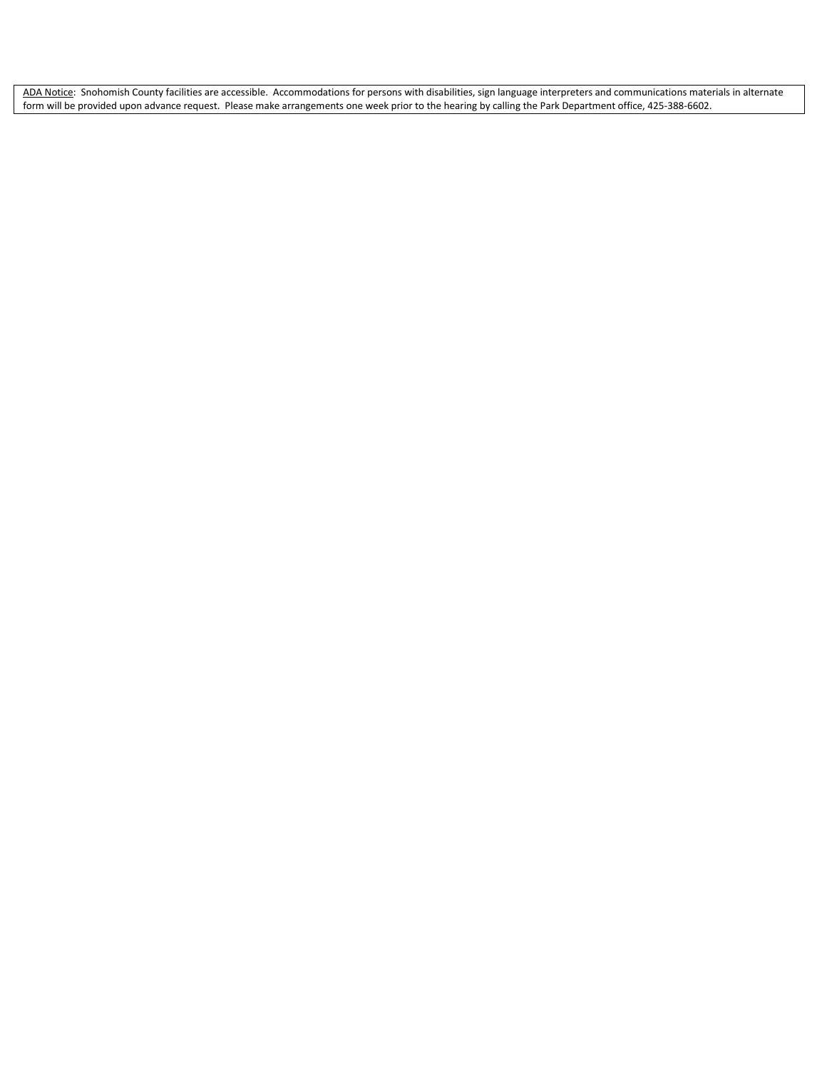<u>ADA Notice</u>: Snohomish County facilities are accessible. Accommodations for persons with disabilities, sign language interpreters and communications materials in alternate form will be provided upon advance request. Please make arrangements one week prior to the hearing by calling the Park Department office, 425-388-6602.